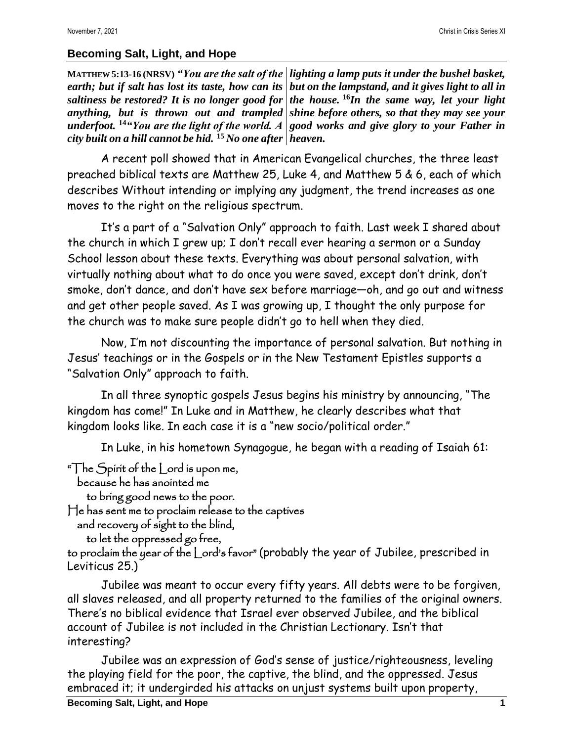## Becoming Salt, Light, and Hope

MATTHEW 5:13-16 (NRSV) ***"You are the salt of the earth; but if salt has lost its taste, how can its saltiness be restored? It is no longer good for anything, but is thrown out and trampled underfoot.*** [14] ***"You are the light of the world. A city built on a hill cannot be hid.*** [15] ***No one after lighting a lamp puts it under the bushel basket, but on the lampstand, and it gives light to all in the house.*** [16]***In the same way, let your light shine before others, so that they may see your good works and give glory to your Father in heaven.***

A recent poll showed that in American Evangelical churches, the three least preached biblical texts are Matthew 25, Luke 4, and Matthew 5 & 6, each of which describes Without intending or implying any judgment, the trend increases as one moves to the right on the religious spectrum.

It's a part of a "Salvation Only" approach to faith. Last week I shared about the church in which I grew up; I don't recall ever hearing a sermon or a Sunday School lesson about these texts. Everything was about personal salvation, with virtually nothing about what to do once you were saved, except don't drink, don't smoke, don't dance, and don't have sex before marriage—oh, and go out and witness and get other people saved. As I was growing up, I thought the only purpose for the church was to make sure people didn't go to hell when they died.

Now, I'm not discounting the importance of personal salvation. But nothing in Jesus' teachings or in the Gospels or in the New Testament Epistles supports a "Salvation Only" approach to faith.

In all three synoptic gospels Jesus begins his ministry by announcing, "The kingdom has come!" In Luke and in Matthew, he clearly describes what that kingdom looks like. In each case it is a "new socio/political order."

In Luke, in his hometown Synagogue, he began with a reading of Isaiah 61:

"The Spirit of the Lord is upon me,
  because he has anointed me
    to bring good news to the poor.
He has sent me to proclaim release to the captives
  and recovery of sight to the blind,
    to let the oppressed go free,
to proclaim the year of the Lord's favor" (probably the year of Jubilee, prescribed in Leviticus 25.)

Jubilee was meant to occur every fifty years. All debts were to be forgiven, all slaves released, and all property returned to the families of the original owners. There's no biblical evidence that Israel ever observed Jubilee, and the biblical account of Jubilee is not included in the Christian Lectionary. Isn't that interesting?

Jubilee was an expression of God's sense of justice/righteousness, leveling the playing field for the poor, the captive, the blind, and the oppressed. Jesus embraced it; it undergirded his attacks on unjust systems built upon property,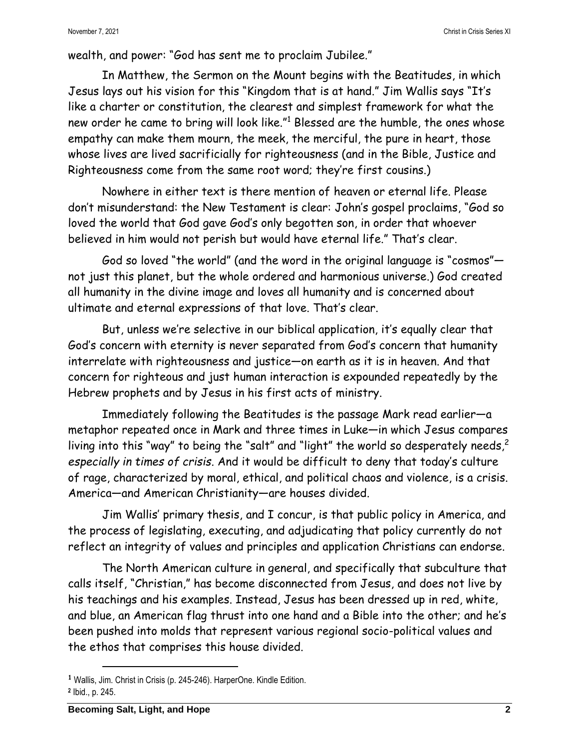wealth, and power: "God has sent me to proclaim Jubilee."

In Matthew, the Sermon on the Mount begins with the Beatitudes, in which Jesus lays out his vision for this "Kingdom that is at hand." Jim Wallis says "It's like a charter or constitution, the clearest and simplest framework for what the new order he came to bring will look like."[1] Blessed are the humble, the ones whose empathy can make them mourn, the meek, the merciful, the pure in heart, those whose lives are lived sacrificially for righteousness (and in the Bible, Justice and Righteousness come from the same root word; they're first cousins.)

Nowhere in either text is there mention of heaven or eternal life. Please don't misunderstand: the New Testament is clear: John's gospel proclaims, "God so loved the world that God gave God's only begotten son, in order that whoever believed in him would not perish but would have eternal life." That's clear.

God so loved "the world" (and the word in the original language is "cosmos"—not just this planet, but the whole ordered and harmonious universe.) God created all humanity in the divine image and loves all humanity and is concerned about ultimate and eternal expressions of that love. That's clear.

But, unless we're selective in our biblical application, it's equally clear that God's concern with eternity is never separated from God's concern that humanity interrelate with righteousness and justice—on earth as it is in heaven. And that concern for righteous and just human interaction is expounded repeatedly by the Hebrew prophets and by Jesus in his first acts of ministry.

Immediately following the Beatitudes is the passage Mark read earlier—a metaphor repeated once in Mark and three times in Luke—in which Jesus compares living into this "way" to being the "salt" and "light" the world so desperately needs,[2] *especially in times of crisis*. And it would be difficult to deny that today's culture of rage, characterized by moral, ethical, and political chaos and violence, is a crisis. America—and American Christianity—are houses divided.

Jim Wallis' primary thesis, and I concur, is that public policy in America, and the process of legislating, executing, and adjudicating that policy currently do not reflect an integrity of values and principles and application Christians can endorse.

The North American culture in general, and specifically that subculture that calls itself, "Christian," has become disconnected from Jesus, and does not live by his teachings and his examples. Instead, Jesus has been dressed up in red, white, and blue, an American flag thrust into one hand and a Bible into the other; and he's been pushed into molds that represent various regional socio-political values and the ethos that comprises this house divided.

---

[1] Wallis, Jim. Christ in Crisis (p. 245-246). HarperOne. Kindle Edition.
[2] Ibid., p. 245.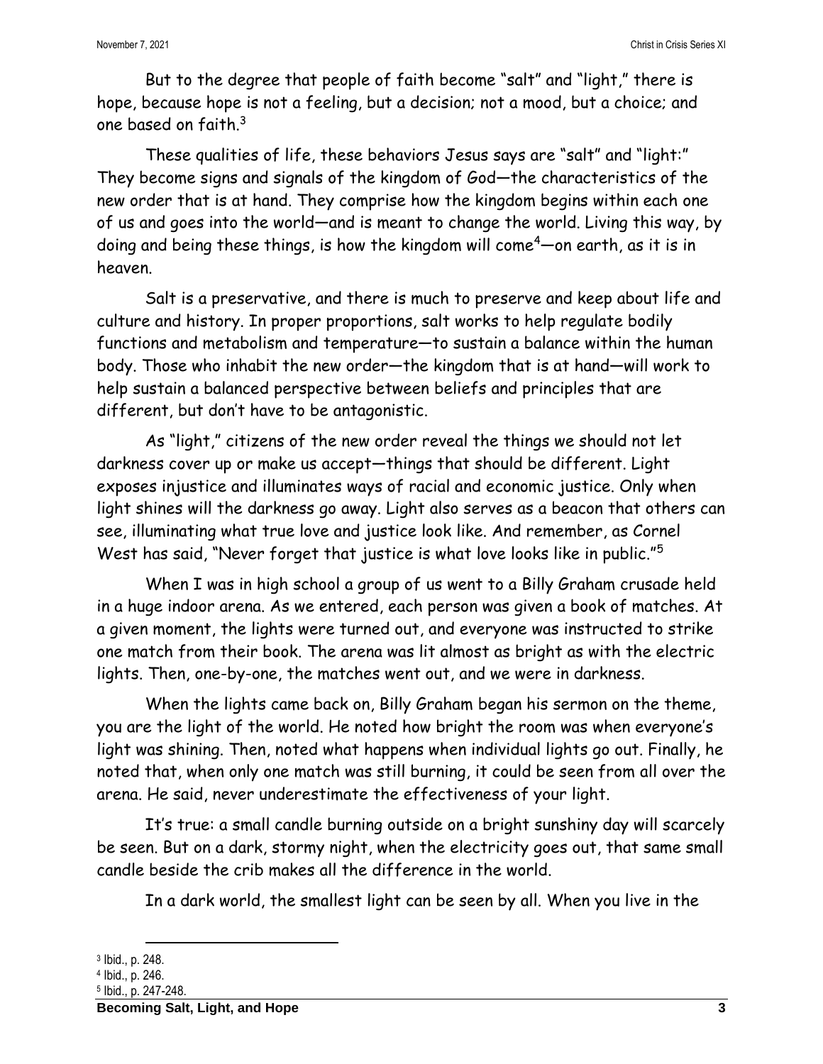But to the degree that people of faith become "salt" and "light," there is hope, because hope is not a feeling, but a decision; not a mood, but a choice; and one based on faith.[3]

These qualities of life, these behaviors Jesus says are "salt" and "light:" They become signs and signals of the kingdom of God—the characteristics of the new order that is at hand. They comprise how the kingdom begins within each one of us and goes into the world—and is meant to change the world. Living this way, by doing and being these things, is how the kingdom will come[4]—on earth, as it is in heaven.

Salt is a preservative, and there is much to preserve and keep about life and culture and history. In proper proportions, salt works to help regulate bodily functions and metabolism and temperature—to sustain a balance within the human body. Those who inhabit the new order—the kingdom that is at hand—will work to help sustain a balanced perspective between beliefs and principles that are different, but don't have to be antagonistic.

As "light," citizens of the new order reveal the things we should not let darkness cover up or make us accept—things that should be different. Light exposes injustice and illuminates ways of racial and economic justice. Only when light shines will the darkness go away. Light also serves as a beacon that others can see, illuminating what true love and justice look like. And remember, as Cornel West has said, "Never forget that justice is what love looks like in public."[5]

When I was in high school a group of us went to a Billy Graham crusade held in a huge indoor arena. As we entered, each person was given a book of matches. At a given moment, the lights were turned out, and everyone was instructed to strike one match from their book. The arena was lit almost as bright as with the electric lights. Then, one-by-one, the matches went out, and we were in darkness.

When the lights came back on, Billy Graham began his sermon on the theme, you are the light of the world. He noted how bright the room was when everyone's light was shining. Then, noted what happens when individual lights go out. Finally, he noted that, when only one match was still burning, it could be seen from all over the arena. He said, never underestimate the effectiveness of your light.

It's true: a small candle burning outside on a bright sunshiny day will scarcely be seen. But on a dark, stormy night, when the electricity goes out, that same small candle beside the crib makes all the difference in the world.

In a dark world, the smallest light can be seen by all. When you live in the

---

[3] Ibid., p. 248.

[4] Ibid., p. 246.

[5] Ibid., p. 247-248.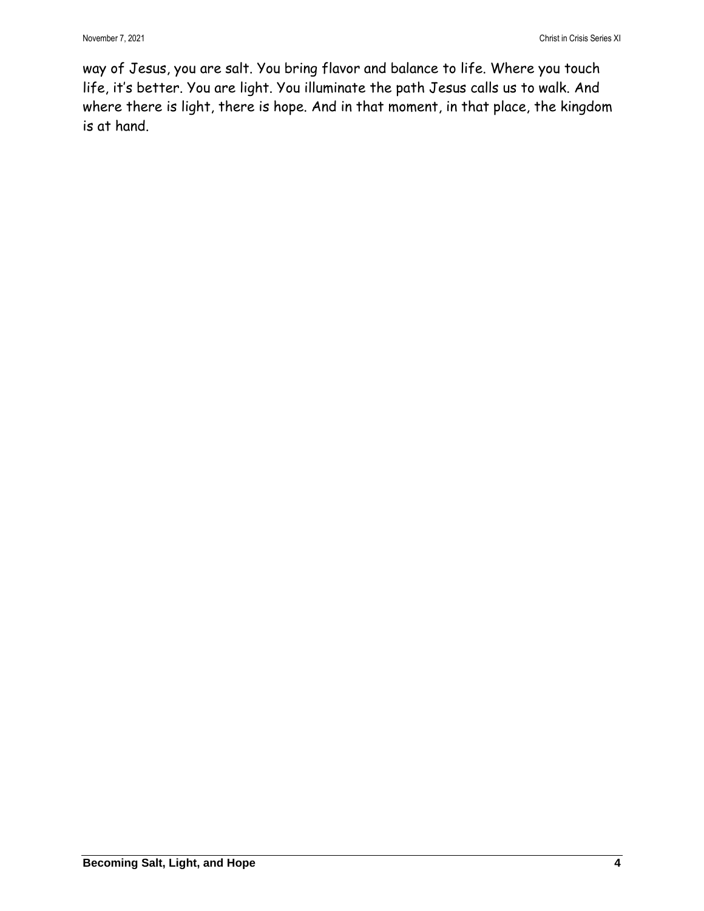way of Jesus, you are salt. You bring flavor and balance to life. Where you touch life, it's better. You are light. You illuminate the path Jesus calls us to walk. And where there is light, there is hope. And in that moment, in that place, the kingdom is at hand.